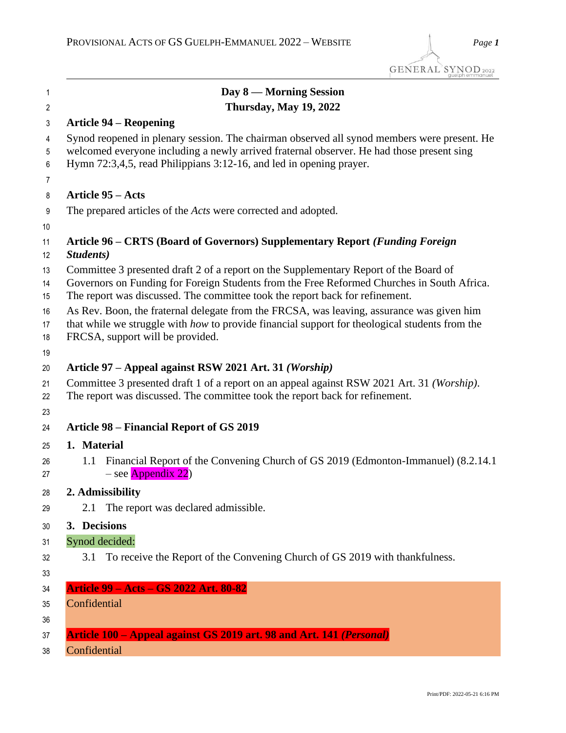**Day 8 — Morning Session**
**Thursday, May 19, 2022**

### Article 94 – Reopening

Synod reopened in plenary session. The chairman observed all synod members were present. He welcomed everyone including a newly arrived fraternal observer. He had those present sing Hymn 72:3,4,5, read Philippians 3:12-16, and led in opening prayer.

### Article 95 – Acts

The prepared articles of the *Acts* were corrected and adopted.

### Article 96 – CRTS (Board of Governors) Supplementary Report *(Funding Foreign Students)*

Committee 3 presented draft 2 of a report on the Supplementary Report of the Board of Governors on Funding for Foreign Students from the Free Reformed Churches in South Africa. The report was discussed. The committee took the report back for refinement.

As Rev. Boon, the fraternal delegate from the FRCSA, was leaving, assurance was given him that while we struggle with *how* to provide financial support for theological students from the FRCSA, support will be provided.

### Article 97 – Appeal against RSW 2021 Art. 31 *(Worship)*

Committee 3 presented draft 1 of a report on an appeal against RSW 2021 Art. 31 *(Worship)*. The report was discussed. The committee took the report back for refinement.

### Article 98 – Financial Report of GS 2019

**1. Material**

1.1 Financial Report of the Convening Church of GS 2019 (Edmonton-Immanuel) (8.2.14.1 – see Appendix 22)

**2. Admissibility**

2.1 The report was declared admissible.

**3. Decisions**

Synod decided:

3.1 To receive the Report of the Convening Church of GS 2019 with thankfulness.

### Article 99 – Acts – GS 2022 Art. 80-82

Confidential

### Article 100 – Appeal against GS 2019 art. 98 and Art. 141 *(Personal)*

Confidential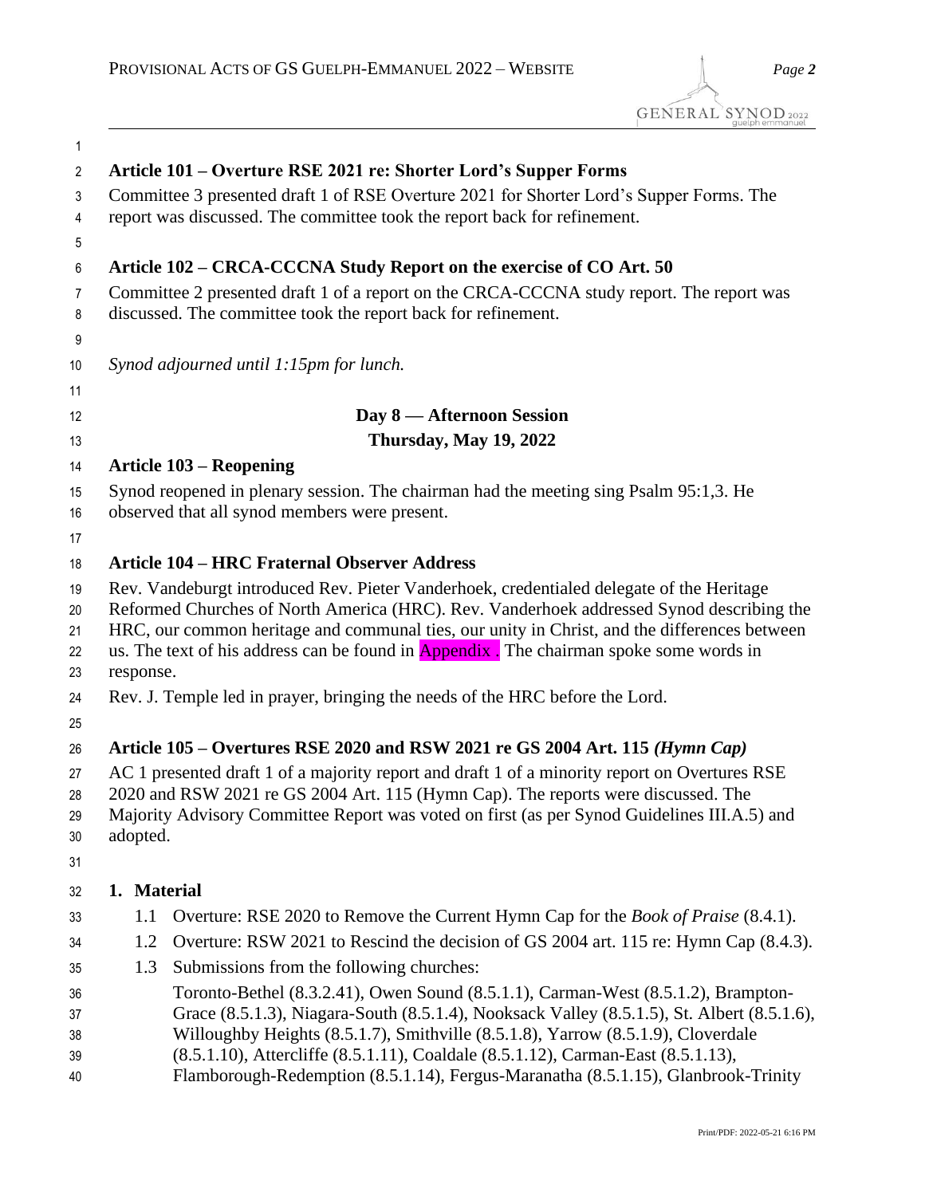### Article 101 – Overture RSE 2021 re: Shorter Lord's Supper Forms

Committee 3 presented draft 1 of RSE Overture 2021 for Shorter Lord's Supper Forms. The report was discussed. The committee took the report back for refinement.

### Article 102 – CRCA-CCCNA Study Report on the exercise of CO Art. 50

Committee 2 presented draft 1 of a report on the CRCA-CCCNA study report. The report was discussed. The committee took the report back for refinement.

*Synod adjourned until 1:15pm for lunch.*

## Day 8 — Afternoon Session

## Thursday, May 19, 2022

### Article 103 – Reopening

Synod reopened in plenary session. The chairman had the meeting sing Psalm 95:1,3. He observed that all synod members were present.

### Article 104 – HRC Fraternal Observer Address

Rev. Vandeburgt introduced Rev. Pieter Vanderhoek, credentialed delegate of the Heritage Reformed Churches of North America (HRC). Rev. Vanderhoek addressed Synod describing the HRC, our common heritage and communal ties, our unity in Christ, and the differences between us. The text of his address can be found in Appendix . The chairman spoke some words in response.

Rev. J. Temple led in prayer, bringing the needs of the HRC before the Lord.

### Article 105 – Overtures RSE 2020 and RSW 2021 re GS 2004 Art. 115 *(Hymn Cap)*

AC 1 presented draft 1 of a majority report and draft 1 of a minority report on Overtures RSE 2020 and RSW 2021 re GS 2004 Art. 115 (Hymn Cap). The reports were discussed. The Majority Advisory Committee Report was voted on first (as per Synod Guidelines III.A.5) and adopted.

**1. Material**

1.1 Overture: RSE 2020 to Remove the Current Hymn Cap for the *Book of Praise* (8.4.1).

1.2 Overture: RSW 2021 to Rescind the decision of GS 2004 art. 115 re: Hymn Cap (8.4.3).

1.3 Submissions from the following churches:

Toronto-Bethel (8.3.2.41), Owen Sound (8.5.1.1), Carman-West (8.5.1.2), Brampton-Grace (8.5.1.3), Niagara-South (8.5.1.4), Nooksack Valley (8.5.1.5), St. Albert (8.5.1.6), Willoughby Heights (8.5.1.7), Smithville (8.5.1.8), Yarrow (8.5.1.9), Cloverdale (8.5.1.10), Attercliffe (8.5.1.11), Coaldale (8.5.1.12), Carman-East (8.5.1.13), Flamborough-Redemption (8.5.1.14), Fergus-Maranatha (8.5.1.15), Glanbrook-Trinity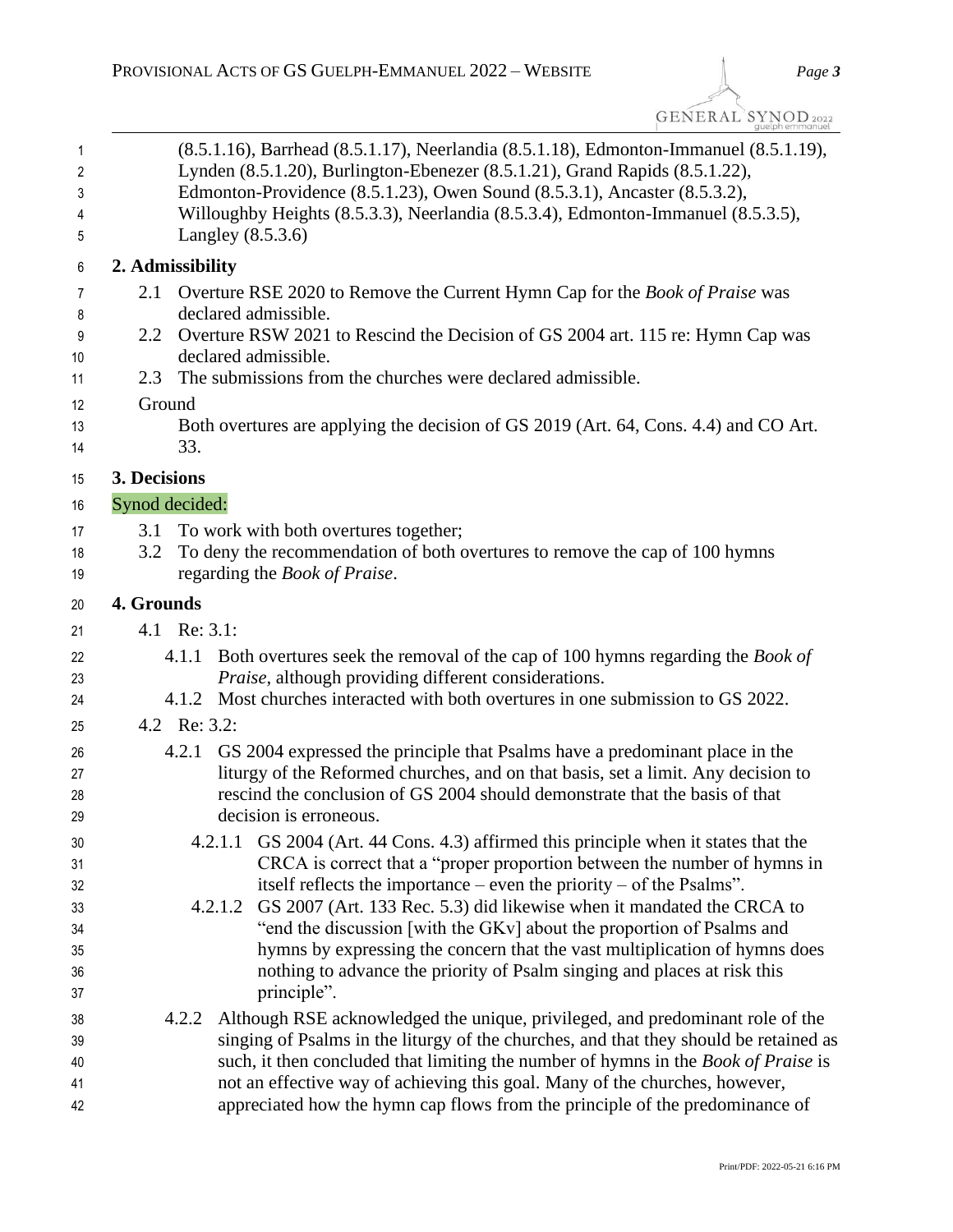(8.5.1.16), Barrhead (8.5.1.17), Neerlandia (8.5.1.18), Edmonton-Immanuel (8.5.1.19), Lynden (8.5.1.20), Burlington-Ebenezer (8.5.1.21), Grand Rapids (8.5.1.22), Edmonton-Providence (8.5.1.23), Owen Sound (8.5.3.1), Ancaster (8.5.3.2), Willoughby Heights (8.5.3.3), Neerlandia (8.5.3.4), Edmonton-Immanuel (8.5.3.5), Langley (8.5.3.6)

**2. Admissibility**

2.1 Overture RSE 2020 to Remove the Current Hymn Cap for the *Book of Praise* was declared admissible.

2.2 Overture RSW 2021 to Rescind the Decision of GS 2004 art. 115 re: Hymn Cap was declared admissible.

2.3 The submissions from the churches were declared admissible.

Ground

Both overtures are applying the decision of GS 2019 (Art. 64, Cons. 4.4) and CO Art. 33.

**3. Decisions**

Synod decided:

3.1 To work with both overtures together;

3.2 To deny the recommendation of both overtures to remove the cap of 100 hymns regarding the *Book of Praise*.

**4. Grounds**

4.1 Re: 3.1:

4.1.1 Both overtures seek the removal of the cap of 100 hymns regarding the *Book of Praise*, although providing different considerations.

4.1.2 Most churches interacted with both overtures in one submission to GS 2022.

4.2 Re: 3.2:

4.2.1 GS 2004 expressed the principle that Psalms have a predominant place in the liturgy of the Reformed churches, and on that basis, set a limit. Any decision to rescind the conclusion of GS 2004 should demonstrate that the basis of that decision is erroneous.

4.2.1.1 GS 2004 (Art. 44 Cons. 4.3) affirmed this principle when it states that the CRCA is correct that a "proper proportion between the number of hymns in itself reflects the importance – even the priority – of the Psalms".

4.2.1.2 GS 2007 (Art. 133 Rec. 5.3) did likewise when it mandated the CRCA to "end the discussion [with the GKv] about the proportion of Psalms and hymns by expressing the concern that the vast multiplication of hymns does nothing to advance the priority of Psalm singing and places at risk this principle".

4.2.2 Although RSE acknowledged the unique, privileged, and predominant role of the singing of Psalms in the liturgy of the churches, and that they should be retained as such, it then concluded that limiting the number of hymns in the *Book of Praise* is not an effective way of achieving this goal. Many of the churches, however, appreciated how the hymn cap flows from the principle of the predominance of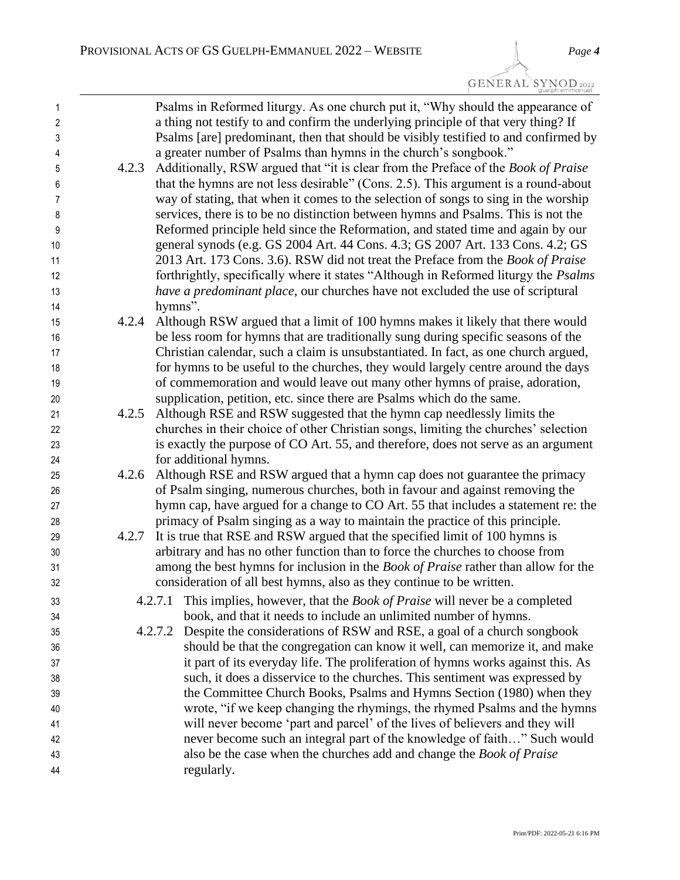Psalms in Reformed liturgy. As one church put it, "Why should the appearance of a thing not testify to and confirm the underlying principle of that very thing? If Psalms [are] predominant, then that should be visibly testified to and confirmed by a greater number of Psalms than hymns in the church's songbook."

4.2.3 Additionally, RSW argued that "it is clear from the Preface of the *Book of Praise* that the hymns are not less desirable" (Cons. 2.5). This argument is a round-about way of stating, that when it comes to the selection of songs to sing in the worship services, there is to be no distinction between hymns and Psalms. This is not the Reformed principle held since the Reformation, and stated time and again by our general synods (e.g. GS 2004 Art. 44 Cons. 4.3; GS 2007 Art. 133 Cons. 4.2; GS 2013 Art. 173 Cons. 3.6). RSW did not treat the Preface from the *Book of Praise* forthrightly, specifically where it states "Although in Reformed liturgy the *Psalms have a predominant place*, our churches have not excluded the use of scriptural hymns".

4.2.4 Although RSW argued that a limit of 100 hymns makes it likely that there would be less room for hymns that are traditionally sung during specific seasons of the Christian calendar, such a claim is unsubstantiated. In fact, as one church argued, for hymns to be useful to the churches, they would largely centre around the days of commemoration and would leave out many other hymns of praise, adoration, supplication, petition, etc. since there are Psalms which do the same.

4.2.5 Although RSE and RSW suggested that the hymn cap needlessly limits the churches in their choice of other Christian songs, limiting the churches' selection is exactly the purpose of CO Art. 55, and therefore, does not serve as an argument for additional hymns.

4.2.6 Although RSE and RSW argued that a hymn cap does not guarantee the primacy of Psalm singing, numerous churches, both in favour and against removing the hymn cap, have argued for a change to CO Art. 55 that includes a statement re: the primacy of Psalm singing as a way to maintain the practice of this principle.

4.2.7 It is true that RSE and RSW argued that the specified limit of 100 hymns is arbitrary and has no other function than to force the churches to choose from among the best hymns for inclusion in the *Book of Praise* rather than allow for the consideration of all best hymns, also as they continue to be written.

4.2.7.1 This implies, however, that the *Book of Praise* will never be a completed book, and that it needs to include an unlimited number of hymns.

4.2.7.2 Despite the considerations of RSW and RSE, a goal of a church songbook should be that the congregation can know it well, can memorize it, and make it part of its everyday life. The proliferation of hymns works against this. As such, it does a disservice to the churches. This sentiment was expressed by the Committee Church Books, Psalms and Hymns Section (1980) when they wrote, "if we keep changing the rhymings, the rhymed Psalms and the hymns will never become 'part and parcel' of the lives of believers and they will never become such an integral part of the knowledge of faith…" Such would also be the case when the churches add and change the *Book of Praise* regularly.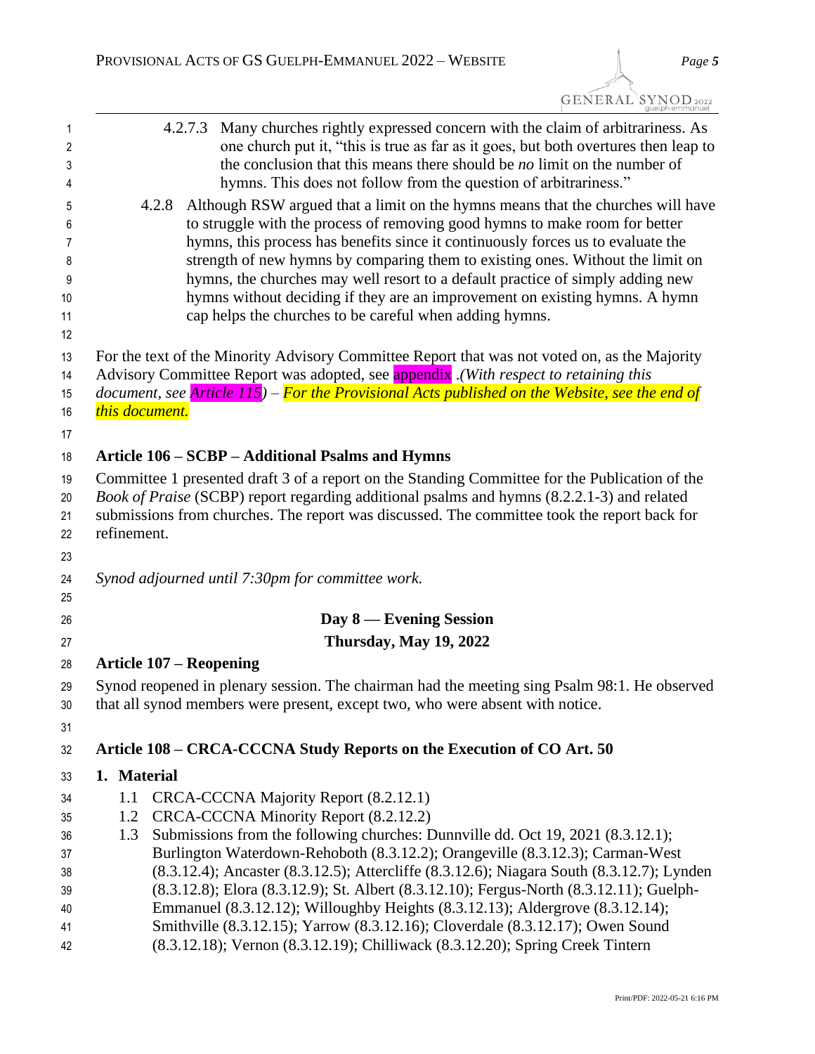4.2.7.3 Many churches rightly expressed concern with the claim of arbitrariness. As one church put it, "this is true as far as it goes, but both overtures then leap to the conclusion that this means there should be *no* limit on the number of hymns. This does not follow from the question of arbitrariness."

4.2.8 Although RSW argued that a limit on the hymns means that the churches will have to struggle with the process of removing good hymns to make room for better hymns, this process has benefits since it continuously forces us to evaluate the strength of new hymns by comparing them to existing ones. Without the limit on hymns, the churches may well resort to a default practice of simply adding new hymns without deciding if they are an improvement on existing hymns. A hymn cap helps the churches to be careful when adding hymns.

For the text of the Minority Advisory Committee Report that was not voted on, as the Majority Advisory Committee Report was adopted, see appendix .*(With respect to retaining this document, see Article 115) – For the Provisional Acts published on the Website, see the end of this document.*

### Article 106 – SCBP – Additional Psalms and Hymns

Committee 1 presented draft 3 of a report on the Standing Committee for the Publication of the *Book of Praise* (SCBP) report regarding additional psalms and hymns (8.2.2.1-3) and related submissions from churches. The report was discussed. The committee took the report back for refinement.

*Synod adjourned until 7:30pm for committee work.*

## Day 8 — Evening Session

## Thursday, May 19, 2022

### Article 107 – Reopening

Synod reopened in plenary session. The chairman had the meeting sing Psalm 98:1. He observed that all synod members were present, except two, who were absent with notice.

### Article 108 – CRCA-CCCNA Study Reports on the Execution of CO Art. 50

**1. Material**

1.1 CRCA-CCCNA Majority Report (8.2.12.1)

1.2 CRCA-CCCNA Minority Report (8.2.12.2)

1.3 Submissions from the following churches: Dunnville dd. Oct 19, 2021 (8.3.12.1); Burlington Waterdown-Rehoboth (8.3.12.2); Orangeville (8.3.12.3); Carman-West (8.3.12.4); Ancaster (8.3.12.5); Attercliffe (8.3.12.6); Niagara South (8.3.12.7); Lynden (8.3.12.8); Elora (8.3.12.9); St. Albert (8.3.12.10); Fergus-North (8.3.12.11); Guelph-Emmanuel (8.3.12.12); Willoughby Heights (8.3.12.13); Aldergrove (8.3.12.14); Smithville (8.3.12.15); Yarrow (8.3.12.16); Cloverdale (8.3.12.17); Owen Sound (8.3.12.18); Vernon (8.3.12.19); Chilliwack (8.3.12.20); Spring Creek Tintern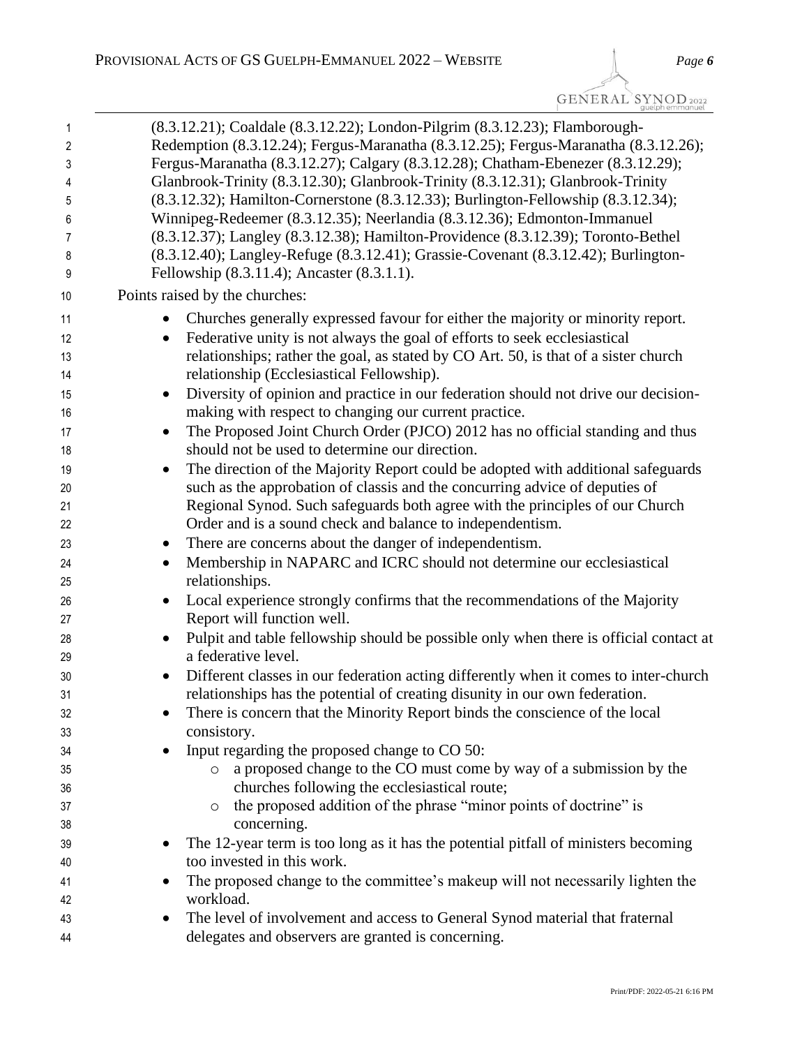(8.3.12.21); Coaldale (8.3.12.22); London-Pilgrim (8.3.12.23); Flamborough-Redemption (8.3.12.24); Fergus-Maranatha (8.3.12.25); Fergus-Maranatha (8.3.12.26); Fergus-Maranatha (8.3.12.27); Calgary (8.3.12.28); Chatham-Ebenezer (8.3.12.29); Glanbrook-Trinity (8.3.12.30); Glanbrook-Trinity (8.3.12.31); Glanbrook-Trinity (8.3.12.32); Hamilton-Cornerstone (8.3.12.33); Burlington-Fellowship (8.3.12.34); Winnipeg-Redeemer (8.3.12.35); Neerlandia (8.3.12.36); Edmonton-Immanuel (8.3.12.37); Langley (8.3.12.38); Hamilton-Providence (8.3.12.39); Toronto-Bethel (8.3.12.40); Langley-Refuge (8.3.12.41); Grassie-Covenant (8.3.12.42); Burlington-Fellowship (8.3.11.4); Ancaster (8.3.1.1).

Points raised by the churches:

- Churches generally expressed favour for either the majority or minority report.
- Federative unity is not always the goal of efforts to seek ecclesiastical relationships; rather the goal, as stated by CO Art. 50, is that of a sister church relationship (Ecclesiastical Fellowship).
- Diversity of opinion and practice in our federation should not drive our decision-making with respect to changing our current practice.
- The Proposed Joint Church Order (PJCO) 2012 has no official standing and thus should not be used to determine our direction.
- The direction of the Majority Report could be adopted with additional safeguards such as the approbation of classis and the concurring advice of deputies of Regional Synod. Such safeguards both agree with the principles of our Church Order and is a sound check and balance to independentism.
- There are concerns about the danger of independentism.
- Membership in NAPARC and ICRC should not determine our ecclesiastical relationships.
- Local experience strongly confirms that the recommendations of the Majority Report will function well.
- Pulpit and table fellowship should be possible only when there is official contact at a federative level.
- Different classes in our federation acting differently when it comes to inter-church relationships has the potential of creating disunity in our own federation.
- There is concern that the Minority Report binds the conscience of the local consistory.
- Input regarding the proposed change to CO 50:
  - a proposed change to the CO must come by way of a submission by the churches following the ecclesiastical route;
  - the proposed addition of the phrase "minor points of doctrine" is concerning.
- The 12-year term is too long as it has the potential pitfall of ministers becoming too invested in this work.
- The proposed change to the committee's makeup will not necessarily lighten the workload.
- The level of involvement and access to General Synod material that fraternal delegates and observers are granted is concerning.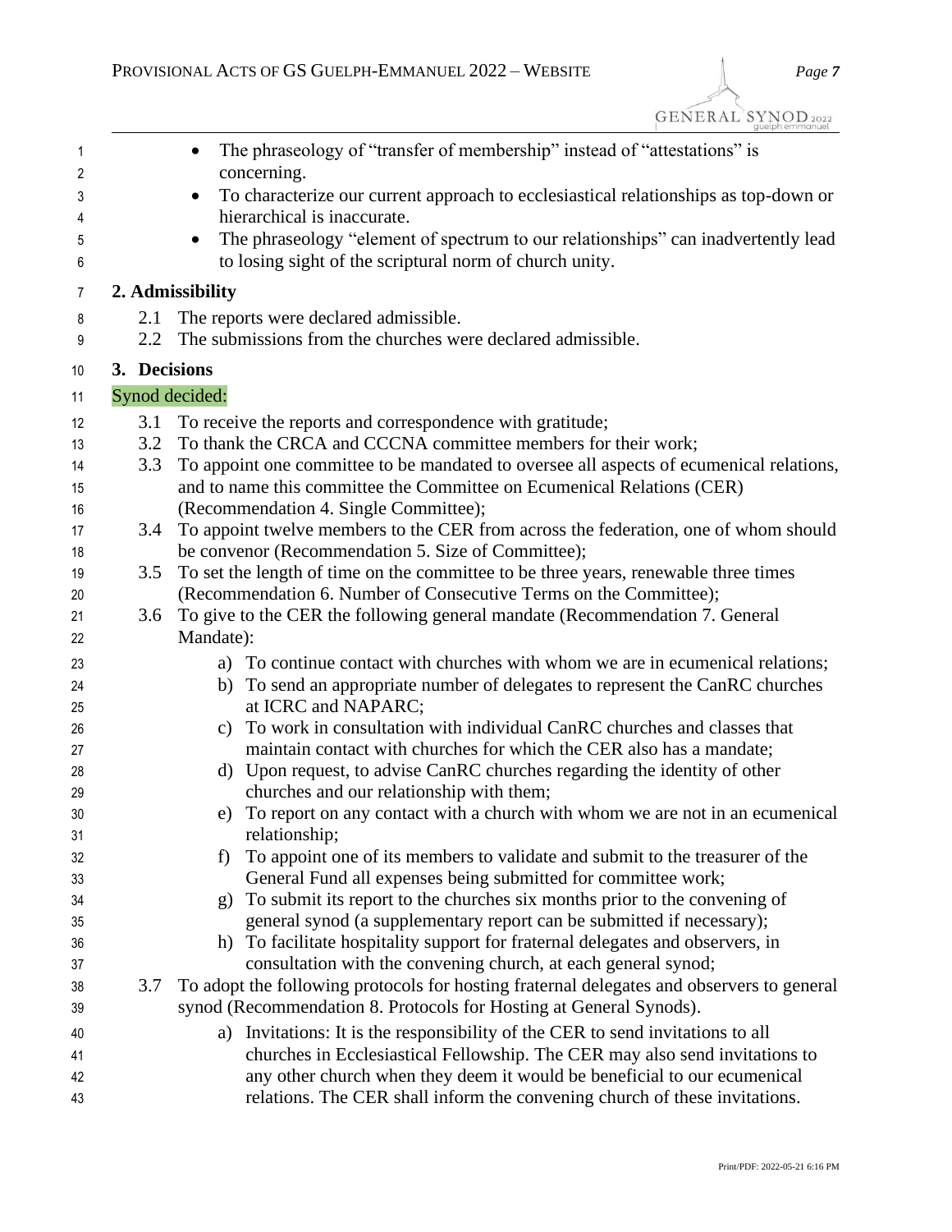- The phraseology of "transfer of membership" instead of "attestations" is concerning.
- To characterize our current approach to ecclesiastical relationships as top-down or hierarchical is inaccurate.
- The phraseology "element of spectrum to our relationships" can inadvertently lead to losing sight of the scriptural norm of church unity.

## 2. Admissibility

2.1 The reports were declared admissible.

2.2 The submissions from the churches were declared admissible.

## 3. Decisions

Synod decided:

3.1 To receive the reports and correspondence with gratitude;

3.2 To thank the CRCA and CCCNA committee members for their work;

3.3 To appoint one committee to be mandated to oversee all aspects of ecumenical relations, and to name this committee the Committee on Ecumenical Relations (CER) (Recommendation 4. Single Committee);

3.4 To appoint twelve members to the CER from across the federation, one of whom should be convenor (Recommendation 5. Size of Committee);

3.5 To set the length of time on the committee to be three years, renewable three times (Recommendation 6. Number of Consecutive Terms on the Committee);

3.6 To give to the CER the following general mandate (Recommendation 7. General Mandate):

   a) To continue contact with churches with whom we are in ecumenical relations;
   b) To send an appropriate number of delegates to represent the CanRC churches at ICRC and NAPARC;
   c) To work in consultation with individual CanRC churches and classes that maintain contact with churches for which the CER also has a mandate;
   d) Upon request, to advise CanRC churches regarding the identity of other churches and our relationship with them;
   e) To report on any contact with a church with whom we are not in an ecumenical relationship;
   f) To appoint one of its members to validate and submit to the treasurer of the General Fund all expenses being submitted for committee work;
   g) To submit its report to the churches six months prior to the convening of general synod (a supplementary report can be submitted if necessary);
   h) To facilitate hospitality support for fraternal delegates and observers, in consultation with the convening church, at each general synod;

3.7 To adopt the following protocols for hosting fraternal delegates and observers to general synod (Recommendation 8. Protocols for Hosting at General Synods).

   a) Invitations: It is the responsibility of the CER to send invitations to all churches in Ecclesiastical Fellowship. The CER may also send invitations to any other church when they deem it would be beneficial to our ecumenical relations. The CER shall inform the convening church of these invitations.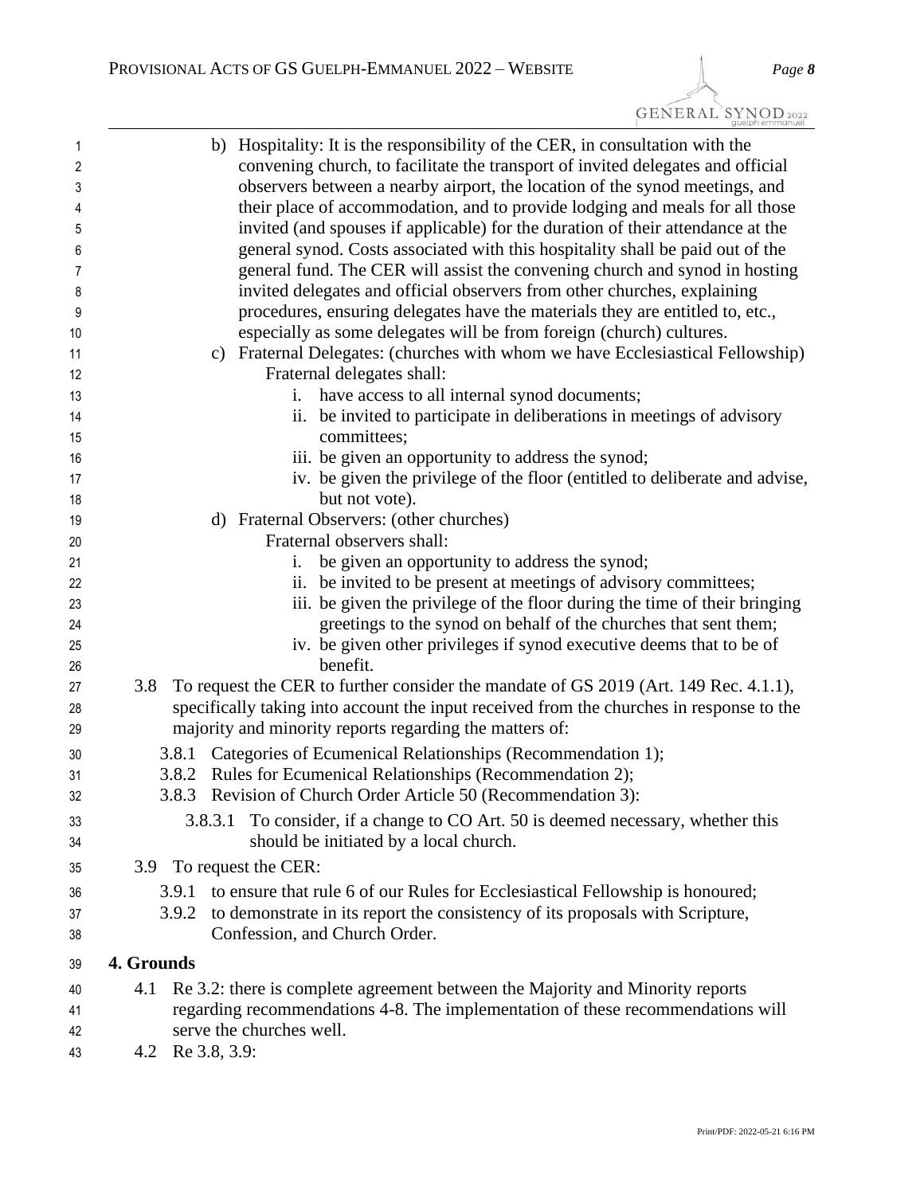b) Hospitality: It is the responsibility of the CER, in consultation with the convening church, to facilitate the transport of invited delegates and official observers between a nearby airport, the location of the synod meetings, and their place of accommodation, and to provide lodging and meals for all those invited (and spouses if applicable) for the duration of their attendance at the general synod. Costs associated with this hospitality shall be paid out of the general fund. The CER will assist the convening church and synod in hosting invited delegates and official observers from other churches, explaining procedures, ensuring delegates have the materials they are entitled to, etc., especially as some delegates will be from foreign (church) cultures.

c) Fraternal Delegates: (churches with whom we have Ecclesiastical Fellowship)

Fraternal delegates shall:

i. have access to all internal synod documents;
ii. be invited to participate in deliberations in meetings of advisory committees;
iii. be given an opportunity to address the synod;
iv. be given the privilege of the floor (entitled to deliberate and advise, but not vote).

d) Fraternal Observers: (other churches)

Fraternal observers shall:

i. be given an opportunity to address the synod;
ii. be invited to be present at meetings of advisory committees;
iii. be given the privilege of the floor during the time of their bringing greetings to the synod on behalf of the churches that sent them;
iv. be given other privileges if synod executive deems that to be of benefit.

3.8 To request the CER to further consider the mandate of GS 2019 (Art. 149 Rec. 4.1.1), specifically taking into account the input received from the churches in response to the majority and minority reports regarding the matters of:

3.8.1 Categories of Ecumenical Relationships (Recommendation 1);
3.8.2 Rules for Ecumenical Relationships (Recommendation 2);
3.8.3 Revision of Church Order Article 50 (Recommendation 3):

3.8.3.1 To consider, if a change to CO Art. 50 is deemed necessary, whether this should be initiated by a local church.

3.9 To request the CER:

3.9.1 to ensure that rule 6 of our Rules for Ecclesiastical Fellowship is honoured;
3.9.2 to demonstrate in its report the consistency of its proposals with Scripture, Confession, and Church Order.

**4. Grounds**

4.1 Re 3.2: there is complete agreement between the Majority and Minority reports regarding recommendations 4-8. The implementation of these recommendations will serve the churches well.

4.2 Re 3.8, 3.9: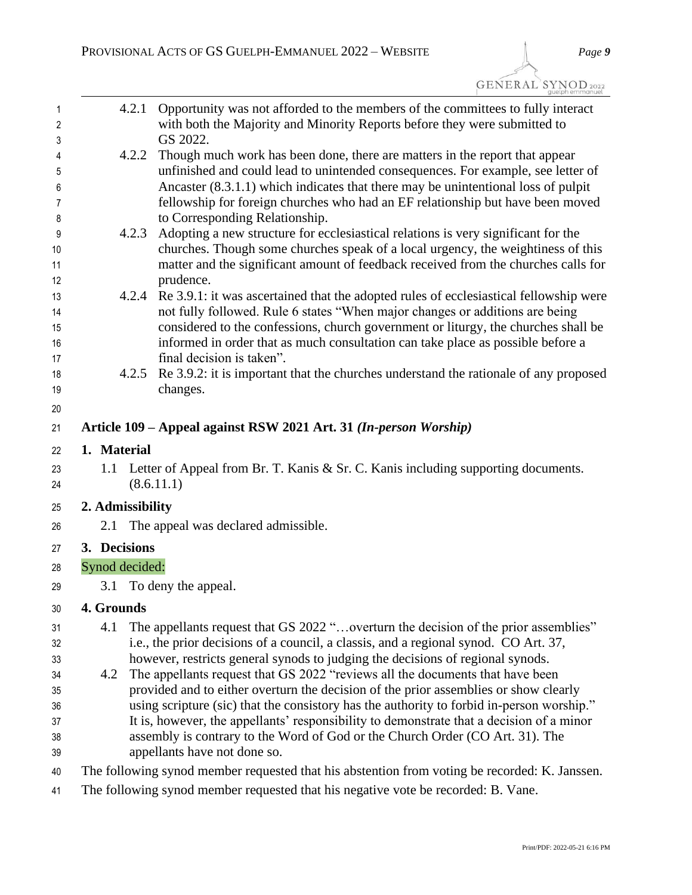4.2.1 Opportunity was not afforded to the members of the committees to fully interact with both the Majority and Minority Reports before they were submitted to GS 2022.

4.2.2 Though much work has been done, there are matters in the report that appear unfinished and could lead to unintended consequences. For example, see letter of Ancaster (8.3.1.1) which indicates that there may be unintentional loss of pulpit fellowship for foreign churches who had an EF relationship but have been moved to Corresponding Relationship.

4.2.3 Adopting a new structure for ecclesiastical relations is very significant for the churches. Though some churches speak of a local urgency, the weightiness of this matter and the significant amount of feedback received from the churches calls for prudence.

4.2.4 Re 3.9.1: it was ascertained that the adopted rules of ecclesiastical fellowship were not fully followed. Rule 6 states "When major changes or additions are being considered to the confessions, church government or liturgy, the churches shall be informed in order that as much consultation can take place as possible before a final decision is taken".

4.2.5 Re 3.9.2: it is important that the churches understand the rationale of any proposed changes.

## Article 109 – Appeal against RSW 2021 Art. 31 *(In-person Worship)*

### 1. Material

1.1 Letter of Appeal from Br. T. Kanis & Sr. C. Kanis including supporting documents. (8.6.11.1)

### 2. Admissibility

2.1 The appeal was declared admissible.

### 3. Decisions

Synod decided:

3.1 To deny the appeal.

### 4. Grounds

4.1 The appellants request that GS 2022 "…overturn the decision of the prior assemblies" i.e., the prior decisions of a council, a classis, and a regional synod. CO Art. 37, however, restricts general synods to judging the decisions of regional synods.

4.2 The appellants request that GS 2022 "reviews all the documents that have been provided and to either overturn the decision of the prior assemblies or show clearly using scripture (sic) that the consistory has the authority to forbid in-person worship." It is, however, the appellants' responsibility to demonstrate that a decision of a minor assembly is contrary to the Word of God or the Church Order (CO Art. 31). The appellants have not done so.

The following synod member requested that his abstention from voting be recorded: K. Janssen.

The following synod member requested that his negative vote be recorded: B. Vane.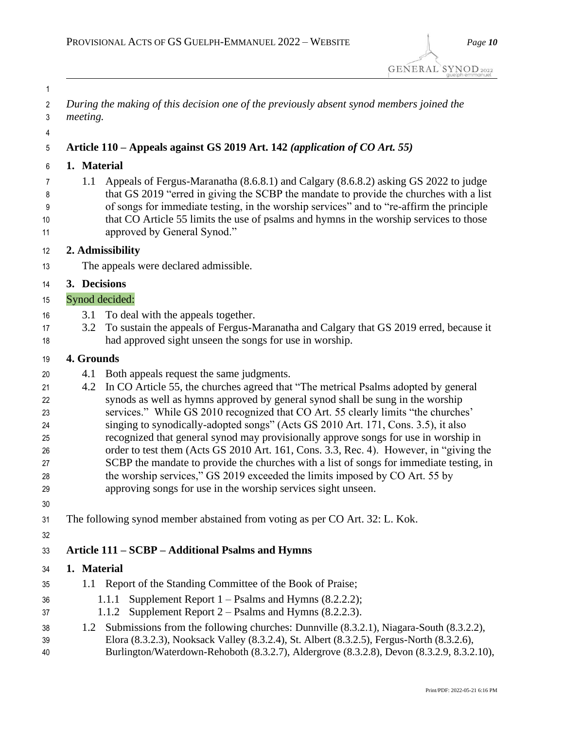*During the making of this decision one of the previously absent synod members joined the meeting.*

## Article 110 – Appeals against GS 2019 Art. 142 *(application of CO Art. 55)*

### 1. Material

1.1 Appeals of Fergus-Maranatha (8.6.8.1) and Calgary (8.6.8.2) asking GS 2022 to judge that GS 2019 "erred in giving the SCBP the mandate to provide the churches with a list of songs for immediate testing, in the worship services" and to "re-affirm the principle that CO Article 55 limits the use of psalms and hymns in the worship services to those approved by General Synod."

### 2. Admissibility

The appeals were declared admissible.

### 3. Decisions

Synod decided:

3.1 To deal with the appeals together.

3.2 To sustain the appeals of Fergus-Maranatha and Calgary that GS 2019 erred, because it had approved sight unseen the songs for use in worship.

### 4. Grounds

4.1 Both appeals request the same judgments.

4.2 In CO Article 55, the churches agreed that "The metrical Psalms adopted by general synods as well as hymns approved by general synod shall be sung in the worship services." While GS 2010 recognized that CO Art. 55 clearly limits "the churches' singing to synodically-adopted songs" (Acts GS 2010 Art. 171, Cons. 3.5), it also recognized that general synod may provisionally approve songs for use in worship in order to test them (Acts GS 2010 Art. 161, Cons. 3.3, Rec. 4). However, in "giving the SCBP the mandate to provide the churches with a list of songs for immediate testing, in the worship services," GS 2019 exceeded the limits imposed by CO Art. 55 by approving songs for use in the worship services sight unseen.

The following synod member abstained from voting as per CO Art. 32: L. Kok.

## Article 111 – SCBP – Additional Psalms and Hymns

### 1. Material

1.1 Report of the Standing Committee of the Book of Praise;

1.1.1 Supplement Report 1 – Psalms and Hymns (8.2.2.2);

1.1.2 Supplement Report 2 – Psalms and Hymns (8.2.2.3).

1.2 Submissions from the following churches: Dunnville (8.3.2.1), Niagara-South (8.3.2.2), Elora (8.3.2.3), Nooksack Valley (8.3.2.4), St. Albert (8.3.2.5), Fergus-North (8.3.2.6), Burlington/Waterdown-Rehoboth (8.3.2.7), Aldergrove (8.3.2.8), Devon (8.3.2.9, 8.3.2.10),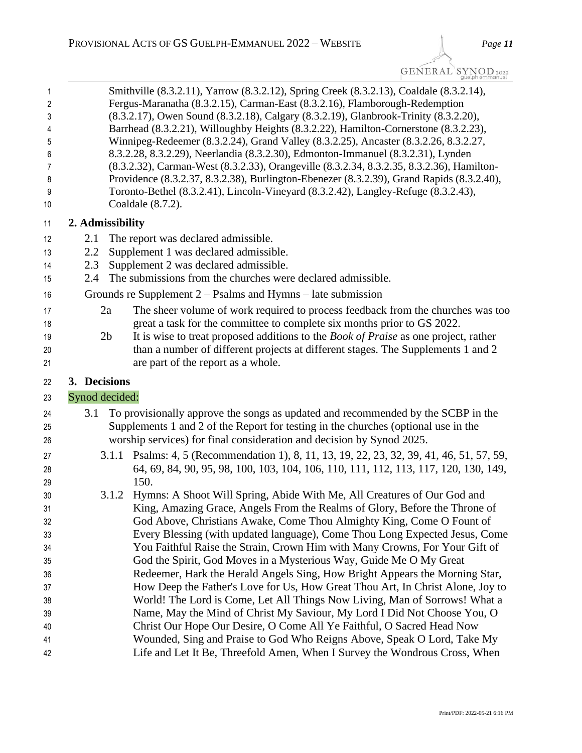Smithville (8.3.2.11), Yarrow (8.3.2.12), Spring Creek (8.3.2.13), Coaldale (8.3.2.14), Fergus-Maranatha (8.3.2.15), Carman-East (8.3.2.16), Flamborough-Redemption (8.3.2.17), Owen Sound (8.3.2.18), Calgary (8.3.2.19), Glanbrook-Trinity (8.3.2.20), Barrhead (8.3.2.21), Willoughby Heights (8.3.2.22), Hamilton-Cornerstone (8.3.2.23), Winnipeg-Redeemer (8.3.2.24), Grand Valley (8.3.2.25), Ancaster (8.3.2.26, 8.3.2.27, 8.3.2.28, 8.3.2.29), Neerlandia (8.3.2.30), Edmonton-Immanuel (8.3.2.31), Lynden (8.3.2.32), Carman-West (8.3.2.33), Orangeville (8.3.2.34, 8.3.2.35, 8.3.2.36), Hamilton-Providence (8.3.2.37, 8.3.2.38), Burlington-Ebenezer (8.3.2.39), Grand Rapids (8.3.2.40), Toronto-Bethel (8.3.2.41), Lincoln-Vineyard (8.3.2.42), Langley-Refuge (8.3.2.43), Coaldale (8.7.2).

## 2. Admissibility

2.1 The report was declared admissible.
2.2 Supplement 1 was declared admissible.
2.3 Supplement 2 was declared admissible.
2.4 The submissions from the churches were declared admissible.

Grounds re Supplement 2 – Psalms and Hymns – late submission

2a The sheer volume of work required to process feedback from the churches was too great a task for the committee to complete six months prior to GS 2022.

2b It is wise to treat proposed additions to the *Book of Praise* as one project, rather than a number of different projects at different stages. The Supplements 1 and 2 are part of the report as a whole.

## 3. Decisions

Synod decided:

3.1 To provisionally approve the songs as updated and recommended by the SCBP in the Supplements 1 and 2 of the Report for testing in the churches (optional use in the worship services) for final consideration and decision by Synod 2025.

3.1.1 Psalms: 4, 5 (Recommendation 1), 8, 11, 13, 19, 22, 23, 32, 39, 41, 46, 51, 57, 59, 64, 69, 84, 90, 95, 98, 100, 103, 104, 106, 110, 111, 112, 113, 117, 120, 130, 149, 150.

3.1.2 Hymns: A Shoot Will Spring, Abide With Me, All Creatures of Our God and King, Amazing Grace, Angels From the Realms of Glory, Before the Throne of God Above, Christians Awake, Come Thou Almighty King, Come O Fount of Every Blessing (with updated language), Come Thou Long Expected Jesus, Come You Faithful Raise the Strain, Crown Him with Many Crowns, For Your Gift of God the Spirit, God Moves in a Mysterious Way, Guide Me O My Great Redeemer, Hark the Herald Angels Sing, How Bright Appears the Morning Star, How Deep the Father's Love for Us, How Great Thou Art, In Christ Alone, Joy to World! The Lord is Come, Let All Things Now Living, Man of Sorrows! What a Name, May the Mind of Christ My Saviour, My Lord I Did Not Choose You, O Christ Our Hope Our Desire, O Come All Ye Faithful, O Sacred Head Now Wounded, Sing and Praise to God Who Reigns Above, Speak O Lord, Take My Life and Let It Be, Threefold Amen, When I Survey the Wondrous Cross, When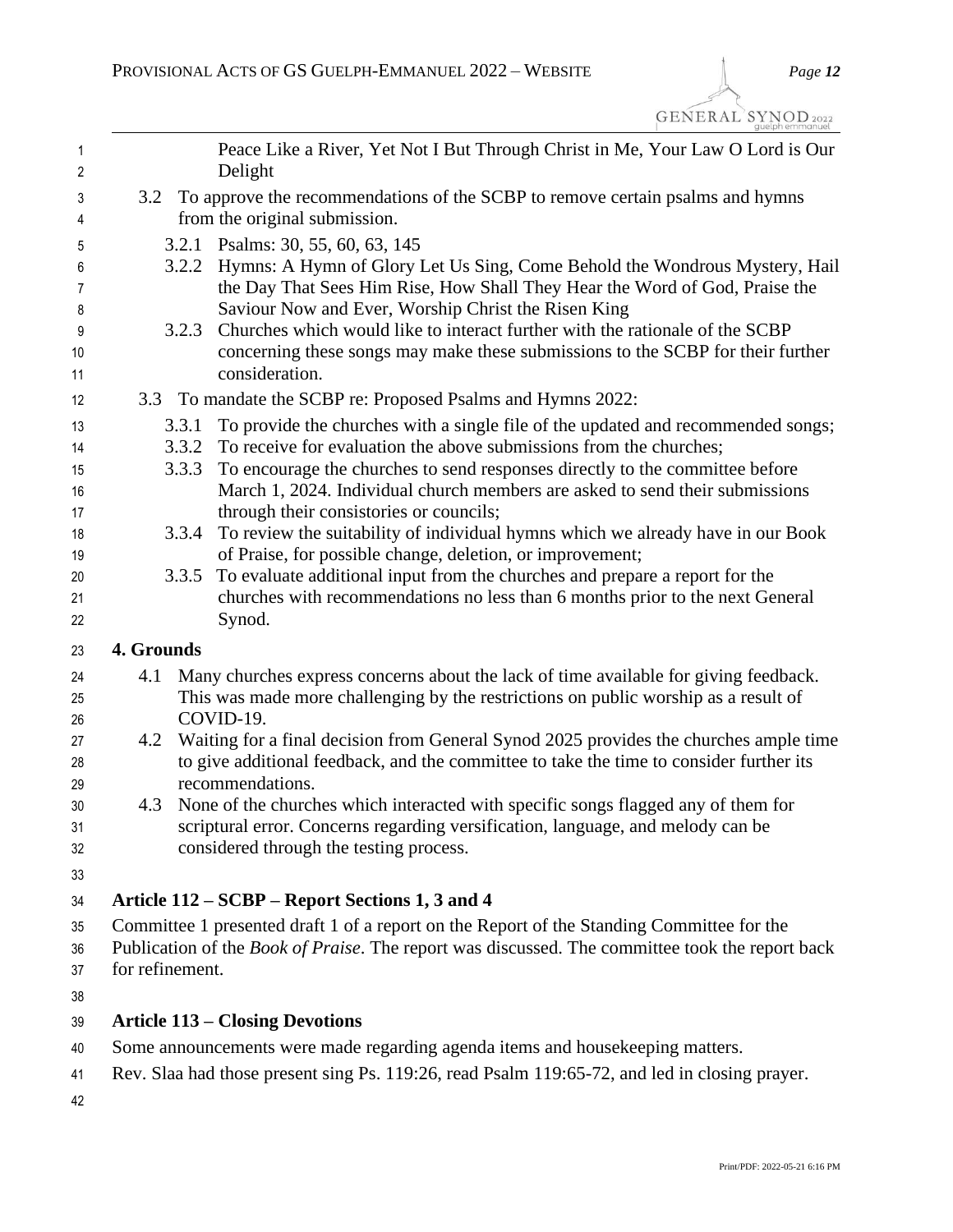Peace Like a River, Yet Not I But Through Christ in Me, Your Law O Lord is Our Delight

3.2 To approve the recommendations of the SCBP to remove certain psalms and hymns from the original submission.

- 3.2.1 Psalms: 30, 55, 60, 63, 145
- 3.2.2 Hymns: A Hymn of Glory Let Us Sing, Come Behold the Wondrous Mystery, Hail the Day That Sees Him Rise, How Shall They Hear the Word of God, Praise the Saviour Now and Ever, Worship Christ the Risen King
- 3.2.3 Churches which would like to interact further with the rationale of the SCBP concerning these songs may make these submissions to the SCBP for their further consideration.

3.3 To mandate the SCBP re: Proposed Psalms and Hymns 2022:

- 3.3.1 To provide the churches with a single file of the updated and recommended songs;
- 3.3.2 To receive for evaluation the above submissions from the churches;
- 3.3.3 To encourage the churches to send responses directly to the committee before March 1, 2024. Individual church members are asked to send their submissions through their consistories or councils;
- 3.3.4 To review the suitability of individual hymns which we already have in our Book of Praise, for possible change, deletion, or improvement;
- 3.3.5 To evaluate additional input from the churches and prepare a report for the churches with recommendations no less than 6 months prior to the next General Synod.

**4. Grounds**

4.1 Many churches express concerns about the lack of time available for giving feedback. This was made more challenging by the restrictions on public worship as a result of COVID-19.

4.2 Waiting for a final decision from General Synod 2025 provides the churches ample time to give additional feedback, and the committee to take the time to consider further its recommendations.

4.3 None of the churches which interacted with specific songs flagged any of them for scriptural error. Concerns regarding versification, language, and melody can be considered through the testing process.

## Article 112 – SCBP – Report Sections 1, 3 and 4

Committee 1 presented draft 1 of a report on the Report of the Standing Committee for the Publication of the *Book of Praise*. The report was discussed. The committee took the report back for refinement.

## Article 113 – Closing Devotions

Some announcements were made regarding agenda items and housekeeping matters.

Rev. Slaa had those present sing Ps. 119:26, read Psalm 119:65-72, and led in closing prayer.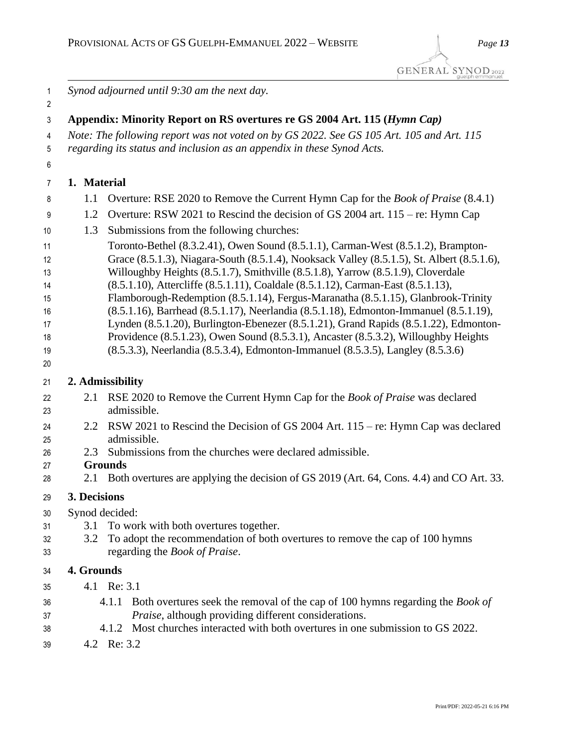*Synod adjourned until 9:30 am the next day.*

## Appendix: Minority Report on RS overtures re GS 2004 Art. 115 (*Hymn Cap)*

*Note: The following report was not voted on by GS 2022. See GS 105 Art. 105 and Art. 115 regarding its status and inclusion as an appendix in these Synod Acts.*

### 1. Material

1.1 Overture: RSE 2020 to Remove the Current Hymn Cap for the *Book of Praise* (8.4.1)

1.2 Overture: RSW 2021 to Rescind the decision of GS 2004 art. 115 – re: Hymn Cap

1.3 Submissions from the following churches:

Toronto-Bethel (8.3.2.41), Owen Sound (8.5.1.1), Carman-West (8.5.1.2), Brampton-Grace (8.5.1.3), Niagara-South (8.5.1.4), Nooksack Valley (8.5.1.5), St. Albert (8.5.1.6), Willoughby Heights (8.5.1.7), Smithville (8.5.1.8), Yarrow (8.5.1.9), Cloverdale (8.5.1.10), Attercliffe (8.5.1.11), Coaldale (8.5.1.12), Carman-East (8.5.1.13), Flamborough-Redemption (8.5.1.14), Fergus-Maranatha (8.5.1.15), Glanbrook-Trinity (8.5.1.16), Barrhead (8.5.1.17), Neerlandia (8.5.1.18), Edmonton-Immanuel (8.5.1.19), Lynden (8.5.1.20), Burlington-Ebenezer (8.5.1.21), Grand Rapids (8.5.1.22), Edmonton-Providence (8.5.1.23), Owen Sound (8.5.3.1), Ancaster (8.5.3.2), Willoughby Heights (8.5.3.3), Neerlandia (8.5.3.4), Edmonton-Immanuel (8.5.3.5), Langley (8.5.3.6)

### 2. Admissibility

2.1 RSE 2020 to Remove the Current Hymn Cap for the *Book of Praise* was declared admissible.

2.2 RSW 2021 to Rescind the Decision of GS 2004 Art. 115 – re: Hymn Cap was declared admissible.

2.3 Submissions from the churches were declared admissible.

**Grounds**

2.1 Both overtures are applying the decision of GS 2019 (Art. 64, Cons. 4.4) and CO Art. 33.

### 3. Decisions

Synod decided:

3.1 To work with both overtures together.

3.2 To adopt the recommendation of both overtures to remove the cap of 100 hymns regarding the *Book of Praise*.

### 4. Grounds

4.1 Re: 3.1

4.1.1 Both overtures seek the removal of the cap of 100 hymns regarding the *Book of Praise*, although providing different considerations.

4.1.2 Most churches interacted with both overtures in one submission to GS 2022.

4.2 Re: 3.2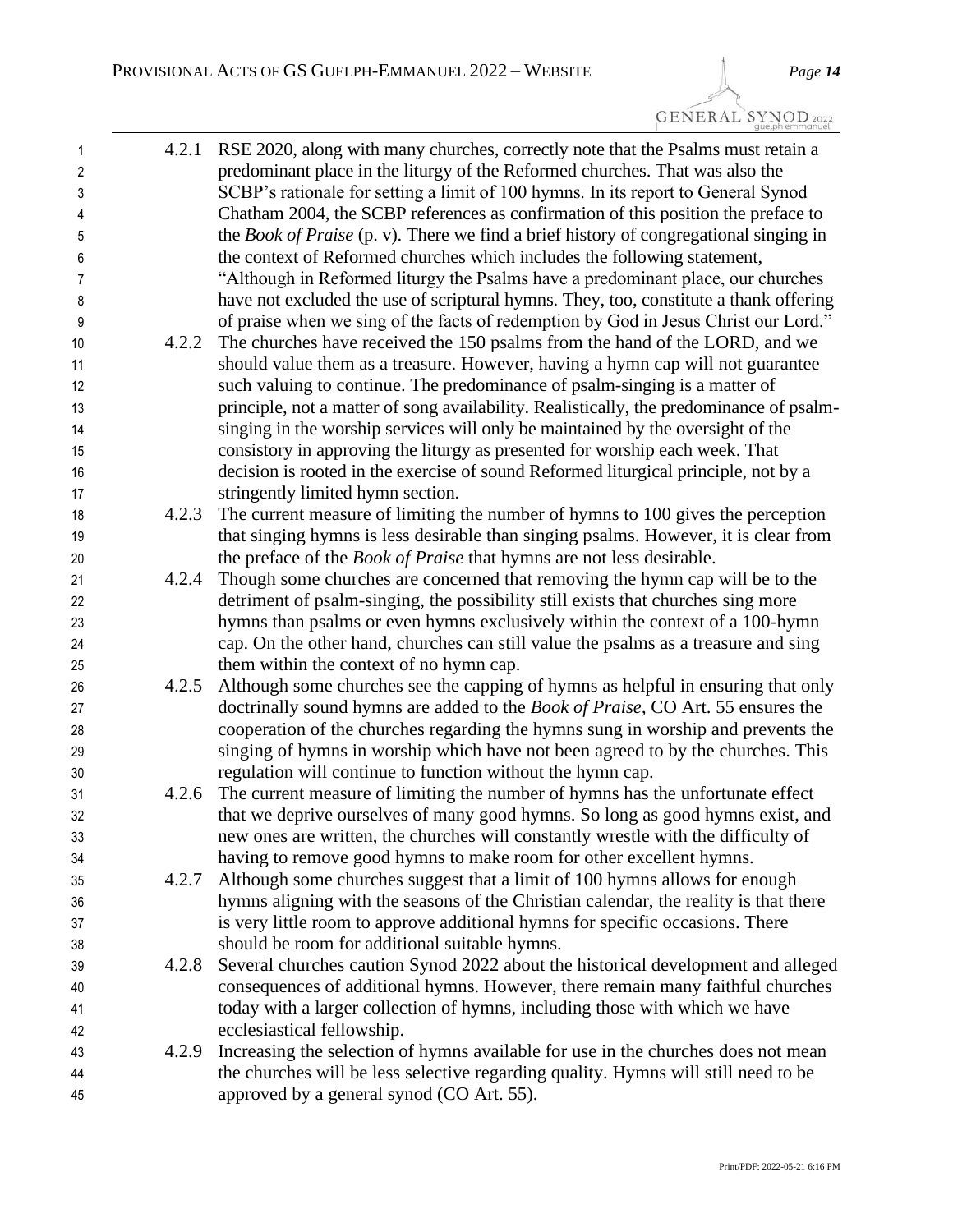4.2.1 RSE 2020, along with many churches, correctly note that the Psalms must retain a predominant place in the liturgy of the Reformed churches. That was also the SCBP's rationale for setting a limit of 100 hymns. In its report to General Synod Chatham 2004, the SCBP references as confirmation of this position the preface to the *Book of Praise* (p. v). There we find a brief history of congregational singing in the context of Reformed churches which includes the following statement, "Although in Reformed liturgy the Psalms have a predominant place, our churches have not excluded the use of scriptural hymns. They, too, constitute a thank offering of praise when we sing of the facts of redemption by God in Jesus Christ our Lord."

4.2.2 The churches have received the 150 psalms from the hand of the LORD, and we should value them as a treasure. However, having a hymn cap will not guarantee such valuing to continue. The predominance of psalm-singing is a matter of principle, not a matter of song availability. Realistically, the predominance of psalm-singing in the worship services will only be maintained by the oversight of the consistory in approving the liturgy as presented for worship each week. That decision is rooted in the exercise of sound Reformed liturgical principle, not by a stringently limited hymn section.

4.2.3 The current measure of limiting the number of hymns to 100 gives the perception that singing hymns is less desirable than singing psalms. However, it is clear from the preface of the *Book of Praise* that hymns are not less desirable.

4.2.4 Though some churches are concerned that removing the hymn cap will be to the detriment of psalm-singing, the possibility still exists that churches sing more hymns than psalms or even hymns exclusively within the context of a 100-hymn cap. On the other hand, churches can still value the psalms as a treasure and sing them within the context of no hymn cap.

4.2.5 Although some churches see the capping of hymns as helpful in ensuring that only doctrinally sound hymns are added to the *Book of Praise*, CO Art. 55 ensures the cooperation of the churches regarding the hymns sung in worship and prevents the singing of hymns in worship which have not been agreed to by the churches. This regulation will continue to function without the hymn cap.

4.2.6 The current measure of limiting the number of hymns has the unfortunate effect that we deprive ourselves of many good hymns. So long as good hymns exist, and new ones are written, the churches will constantly wrestle with the difficulty of having to remove good hymns to make room for other excellent hymns.

4.2.7 Although some churches suggest that a limit of 100 hymns allows for enough hymns aligning with the seasons of the Christian calendar, the reality is that there is very little room to approve additional hymns for specific occasions. There should be room for additional suitable hymns.

4.2.8 Several churches caution Synod 2022 about the historical development and alleged consequences of additional hymns. However, there remain many faithful churches today with a larger collection of hymns, including those with which we have ecclesiastical fellowship.

4.2.9 Increasing the selection of hymns available for use in the churches does not mean the churches will be less selective regarding quality. Hymns will still need to be approved by a general synod (CO Art. 55).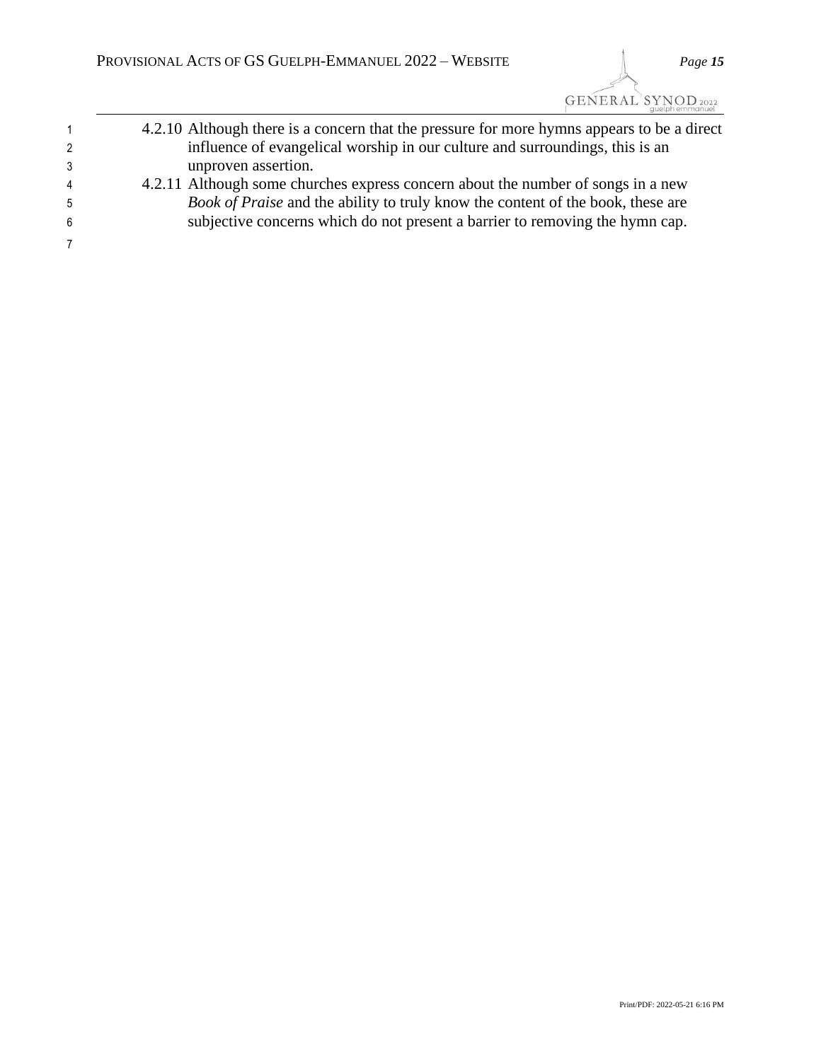4.2.10 Although there is a concern that the pressure for more hymns appears to be a direct influence of evangelical worship in our culture and surroundings, this is an unproven assertion.

4.2.11 Although some churches express concern about the number of songs in a new *Book of Praise* and the ability to truly know the content of the book, these are subjective concerns which do not present a barrier to removing the hymn cap.